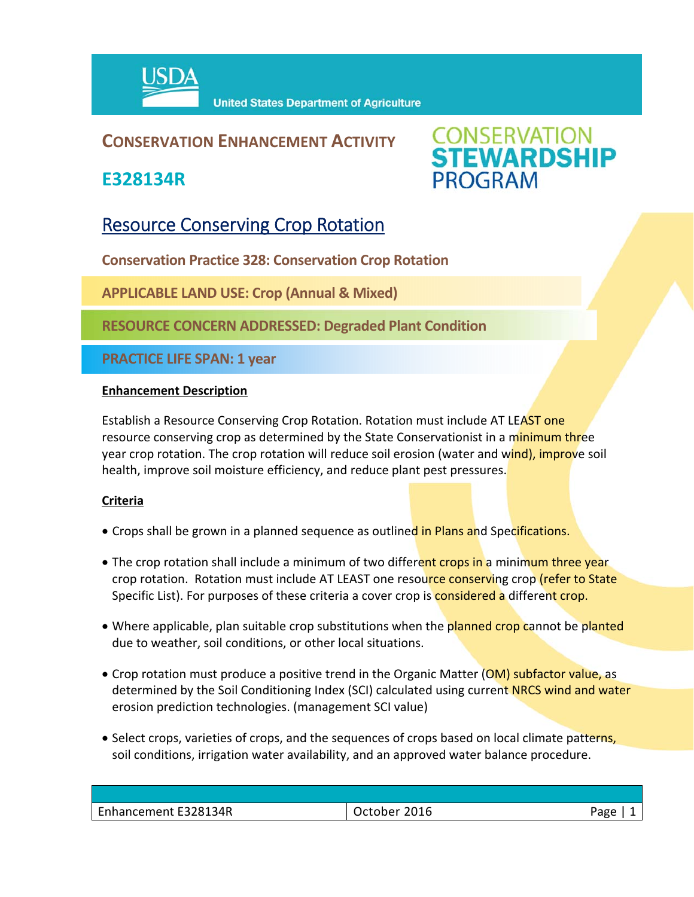USDA United States Department of Agriculture

## CONSERVATION ENHANCEMENT ACTIVITY

## E328134R

CONSERVATION STEWARDSHIP PROGRAM

# Resource Conserving Crop Rotation

**Conservation Practice 328: Conservation Crop Rotation**

**APPLICABLE LAND USE: Crop (Annual & Mixed)**

**RESOURCE CONCERN ADDRESSED: Degraded Plant Condition**

**PRACTICE LIFE SPAN: 1 year**

### Enhancement Description

Establish a Resource Conserving Crop Rotation. Rotation must include AT LEAST one resource conserving crop as determined by the State Conservationist in a minimum three year crop rotation. The crop rotation will reduce soil erosion (water and wind), improve soil health, improve soil moisture efficiency, and reduce plant pest pressures.

### Criteria

- Crops shall be grown in a planned sequence as outlined in Plans and Specifications.
- The crop rotation shall include a minimum of two different crops in a minimum three year crop rotation. Rotation must include AT LEAST one resource conserving crop (refer to State Specific List). For purposes of these criteria a cover crop is considered a different crop.
- Where applicable, plan suitable crop substitutions when the planned crop cannot be planted due to weather, soil conditions, or other local situations.
- Crop rotation must produce a positive trend in the Organic Matter (OM) subfactor value, as determined by the Soil Conditioning Index (SCI) calculated using current NRCS wind and water erosion prediction technologies. (management SCI value)
- Select crops, varieties of crops, and the sequences of crops based on local climate patterns, soil conditions, irrigation water availability, and an approved water balance procedure.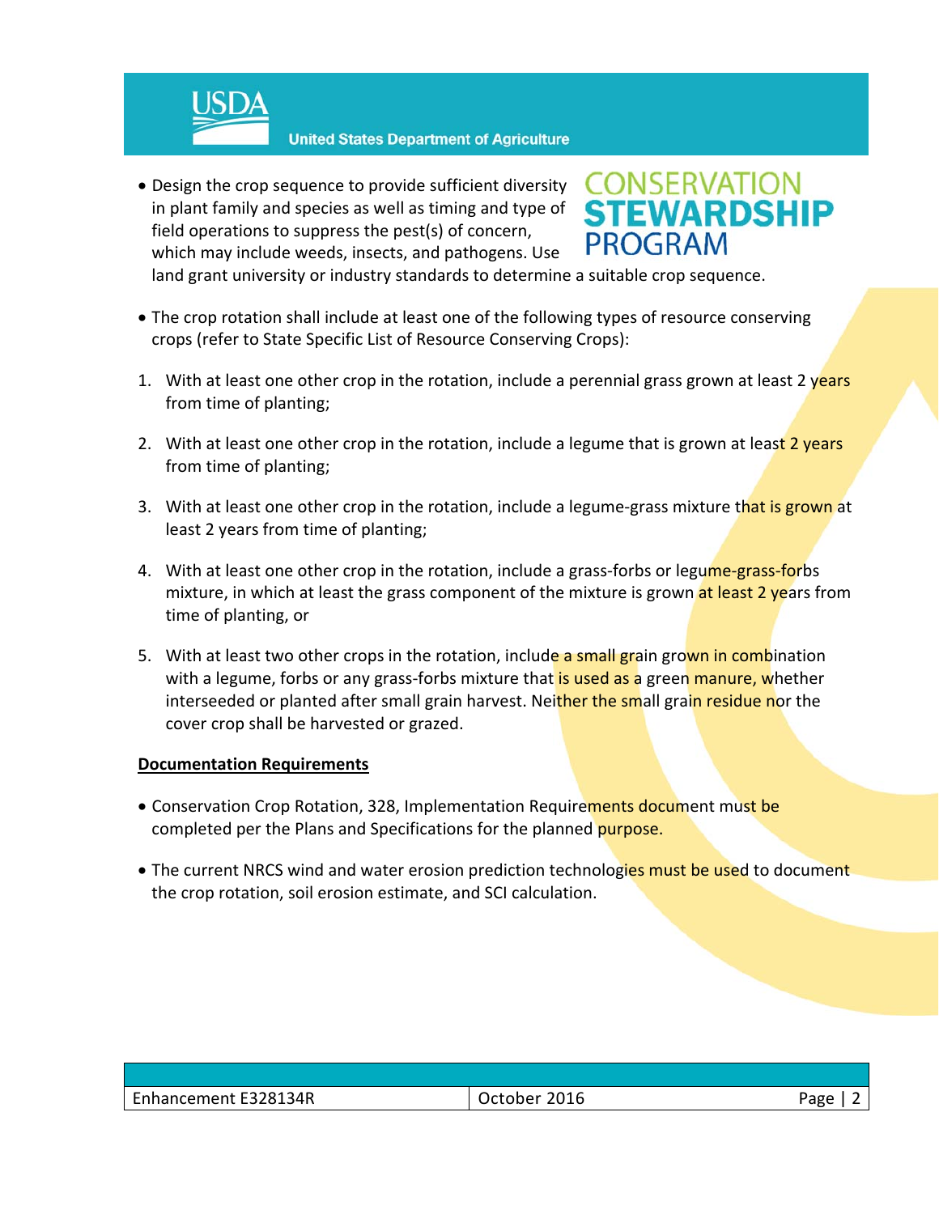- Design the crop sequence to provide sufficient diversity in plant family and species as well as timing and type of field operations to suppress the pest(s) of concern, which may include weeds, insects, and pathogens. Use land grant university or industry standards to determine a suitable crop sequence.

- The crop rotation shall include at least one of the following types of resource conserving crops (refer to State Specific List of Resource Conserving Crops):

1. With at least one other crop in the rotation, include a perennial grass grown at least 2 years from time of planting;

2. With at least one other crop in the rotation, include a legume that is grown at least 2 years from time of planting;

3. With at least one other crop in the rotation, include a legume-grass mixture that is grown at least 2 years from time of planting;

4. With at least one other crop in the rotation, include a grass-forbs or legume-grass-forbs mixture, in which at least the grass component of the mixture is grown at least 2 years from time of planting, or

5. With at least two other crops in the rotation, include a small grain grown in combination with a legume, forbs or any grass-forbs mixture that is used as a green manure, whether interseeded or planted after small grain harvest. Neither the small grain residue nor the cover crop shall be harvested or grazed.

**Documentation Requirements**

- Conservation Crop Rotation, 328, Implementation Requirements document must be completed per the Plans and Specifications for the planned purpose.

- The current NRCS wind and water erosion prediction technologies must be used to document the crop rotation, soil erosion estimate, and SCI calculation.